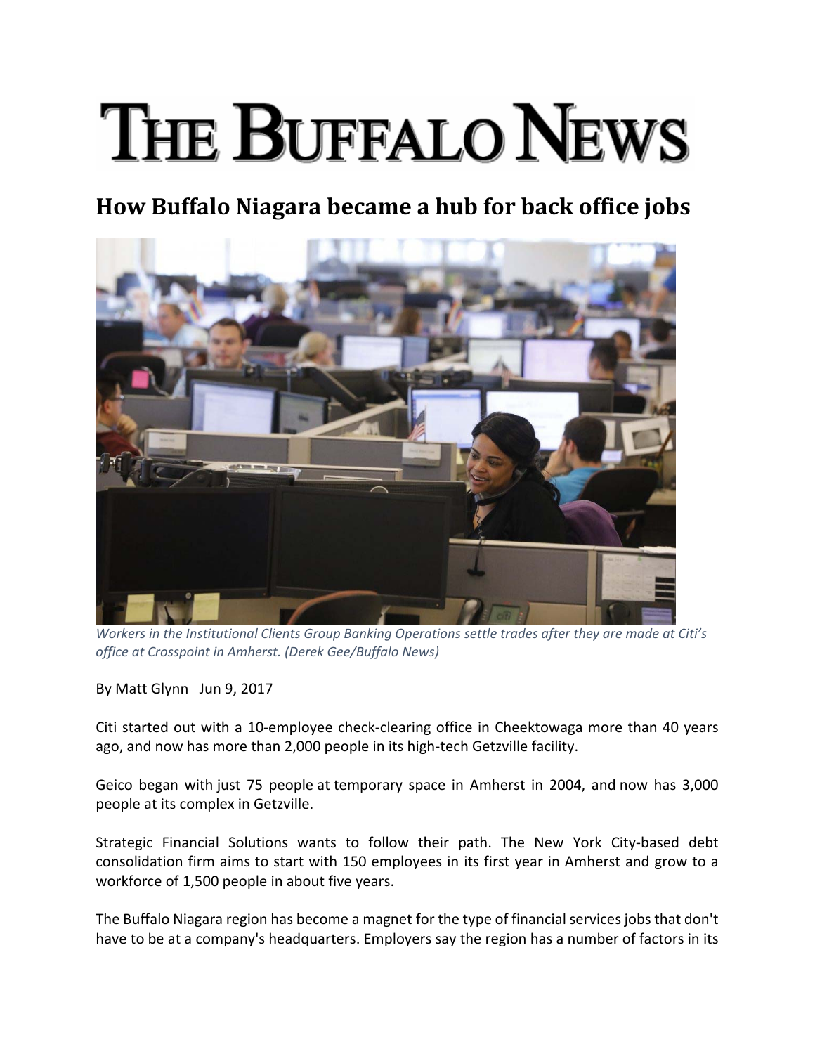# THE BUFFALO NEWS

## How Buffalo Niagara became a hub for back office jobs

*Workers in the Institutional Clients Group Banking Operations settle trades after they are made at Citi's office at Crosspoint in Amherst. (Derek Gee/Buffalo News)*

By Matt Glynn Jun 9, 2017

Citi started out with a 10-employee check-clearing office in Cheektowaga more than 40 years ago, and now has more than 2,000 people in its high-tech Getzville facility.

Geico began with just 75 people at temporary space in Amherst in 2004, and now has 3,000 people at its complex in Getzville.

Strategic Financial Solutions wants to follow their path. The New York City-based debt consolidation firm aims to start with 150 employees in its first year in Amherst and grow to a workforce of 1,500 people in about five years.

The Buffalo Niagara region has become a magnet for the type of financial services jobs that don't have to be at a company's headquarters. Employers say the region has a number of factors in its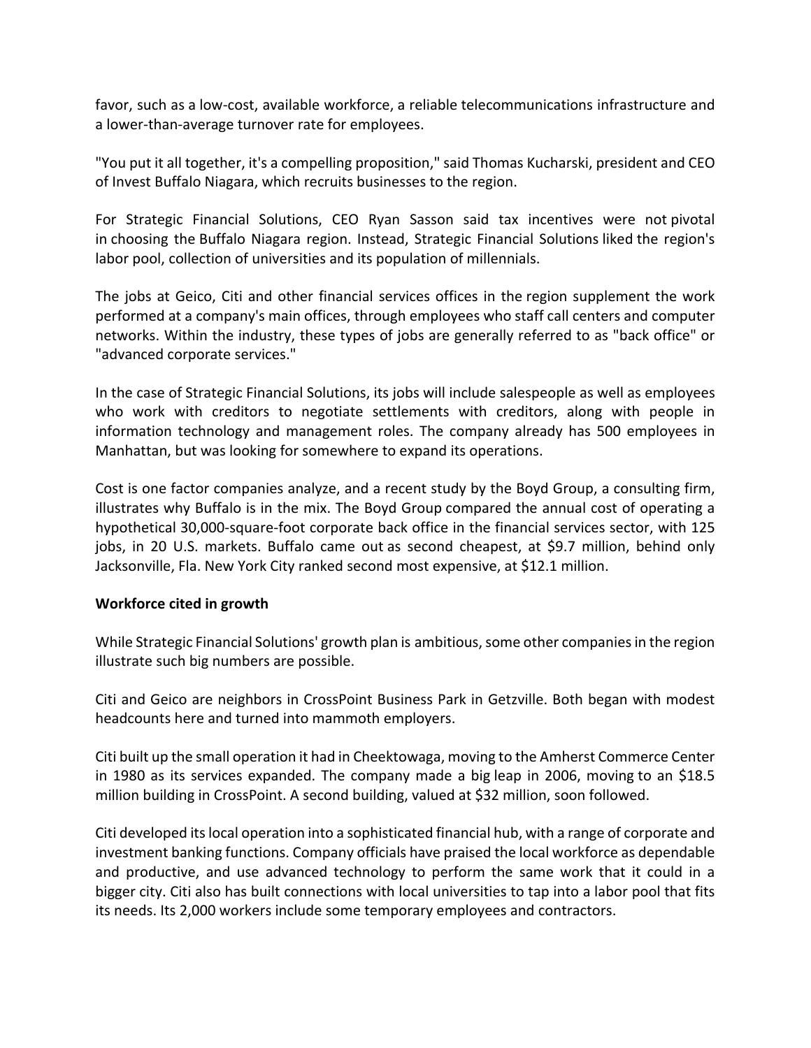favor, such as a low-cost, available workforce, a reliable telecommunications infrastructure and a lower-than-average turnover rate for employees.

"You put it all together, it's a compelling proposition," said Thomas Kucharski, president and CEO of Invest Buffalo Niagara, which recruits businesses to the region.

For Strategic Financial Solutions, CEO Ryan Sasson said tax incentives were not pivotal in choosing the Buffalo Niagara region. Instead, Strategic Financial Solutions liked the region's labor pool, collection of universities and its population of millennials.

The jobs at Geico, Citi and other financial services offices in the region supplement the work performed at a company's main offices, through employees who staff call centers and computer networks. Within the industry, these types of jobs are generally referred to as "back office" or "advanced corporate services."

In the case of Strategic Financial Solutions, its jobs will include salespeople as well as employees who work with creditors to negotiate settlements with creditors, along with people in information technology and management roles. The company already has 500 employees in Manhattan, but was looking for somewhere to expand its operations.

Cost is one factor companies analyze, and a recent study by the Boyd Group, a consulting firm, illustrates why Buffalo is in the mix. The Boyd Group compared the annual cost of operating a hypothetical 30,000-square-foot corporate back office in the financial services sector, with 125 jobs, in 20 U.S. markets. Buffalo came out as second cheapest, at $9.7 million, behind only Jacksonville, Fla. New York City ranked second most expensive, at $12.1 million.

**Workforce cited in growth**

While Strategic Financial Solutions' growth plan is ambitious, some other companies in the region illustrate such big numbers are possible.

Citi and Geico are neighbors in CrossPoint Business Park in Getzville. Both began with modest headcounts here and turned into mammoth employers.

Citi built up the small operation it had in Cheektowaga, moving to the Amherst Commerce Center in 1980 as its services expanded. The company made a big leap in 2006, moving to an $18.5 million building in CrossPoint. A second building, valued at $32 million, soon followed.

Citi developed its local operation into a sophisticated financial hub, with a range of corporate and investment banking functions. Company officials have praised the local workforce as dependable and productive, and use advanced technology to perform the same work that it could in a bigger city. Citi also has built connections with local universities to tap into a labor pool that fits its needs. Its 2,000 workers include some temporary employees and contractors.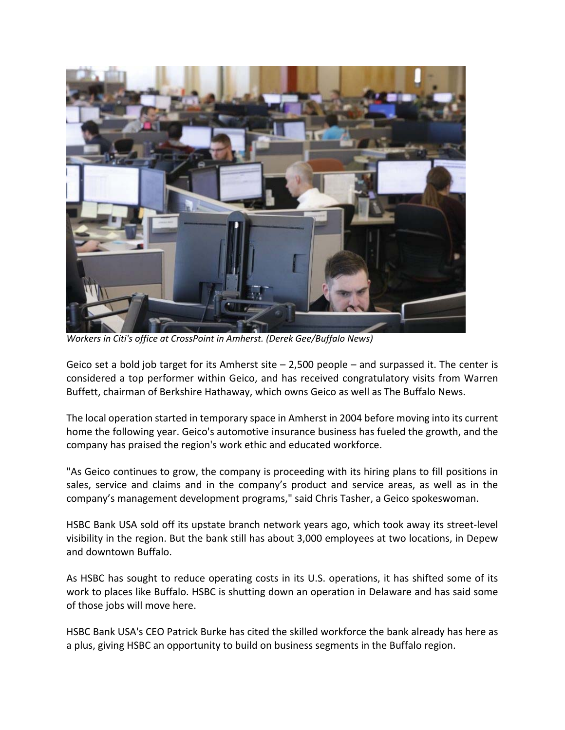*Workers in Citi's office at CrossPoint in Amherst. (Derek Gee/Buffalo News)*

Geico set a bold job target for its Amherst site – 2,500 people – and surpassed it. The center is considered a top performer within Geico, and has received congratulatory visits from Warren Buffett, chairman of Berkshire Hathaway, which owns Geico as well as The Buffalo News.

The local operation started in temporary space in Amherst in 2004 before moving into its current home the following year. Geico's automotive insurance business has fueled the growth, and the company has praised the region's work ethic and educated workforce.

"As Geico continues to grow, the company is proceeding with its hiring plans to fill positions in sales, service and claims and in the company's product and service areas, as well as in the company's management development programs," said Chris Tasher, a Geico spokeswoman.

HSBC Bank USA sold off its upstate branch network years ago, which took away its street-level visibility in the region. But the bank still has about 3,000 employees at two locations, in Depew and downtown Buffalo.

As HSBC has sought to reduce operating costs in its U.S. operations, it has shifted some of its work to places like Buffalo. HSBC is shutting down an operation in Delaware and has said some of those jobs will move here.

HSBC Bank USA's CEO Patrick Burke has cited the skilled workforce the bank already has here as a plus, giving HSBC an opportunity to build on business segments in the Buffalo region.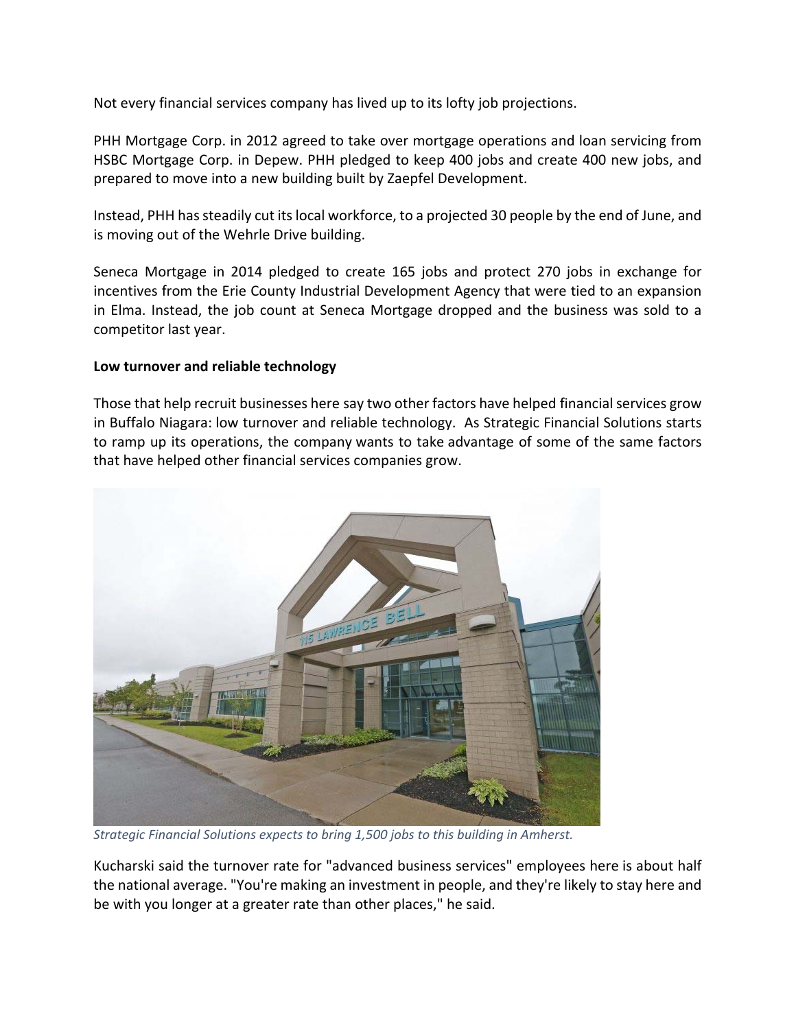Not every financial services company has lived up to its lofty job projections.

PHH Mortgage Corp. in 2012 agreed to take over mortgage operations and loan servicing from HSBC Mortgage Corp. in Depew. PHH pledged to keep 400 jobs and create 400 new jobs, and prepared to move into a new building built by Zaepfel Development.

Instead, PHH has steadily cut its local workforce, to a projected 30 people by the end of June, and is moving out of the Wehrle Drive building.

Seneca Mortgage in 2014 pledged to create 165 jobs and protect 270 jobs in exchange for incentives from the Erie County Industrial Development Agency that were tied to an expansion in Elma. Instead, the job count at Seneca Mortgage dropped and the business was sold to a competitor last year.

**Low turnover and reliable technology**

Those that help recruit businesses here say two other factors have helped financial services grow in Buffalo Niagara: low turnover and reliable technology. As Strategic Financial Solutions starts to ramp up its operations, the company wants to take advantage of some of the same factors that have helped other financial services companies grow.

*Strategic Financial Solutions expects to bring 1,500 jobs to this building in Amherst.*

Kucharski said the turnover rate for "advanced business services" employees here is about half the national average. "You're making an investment in people, and they're likely to stay here and be with you longer at a greater rate than other places," he said.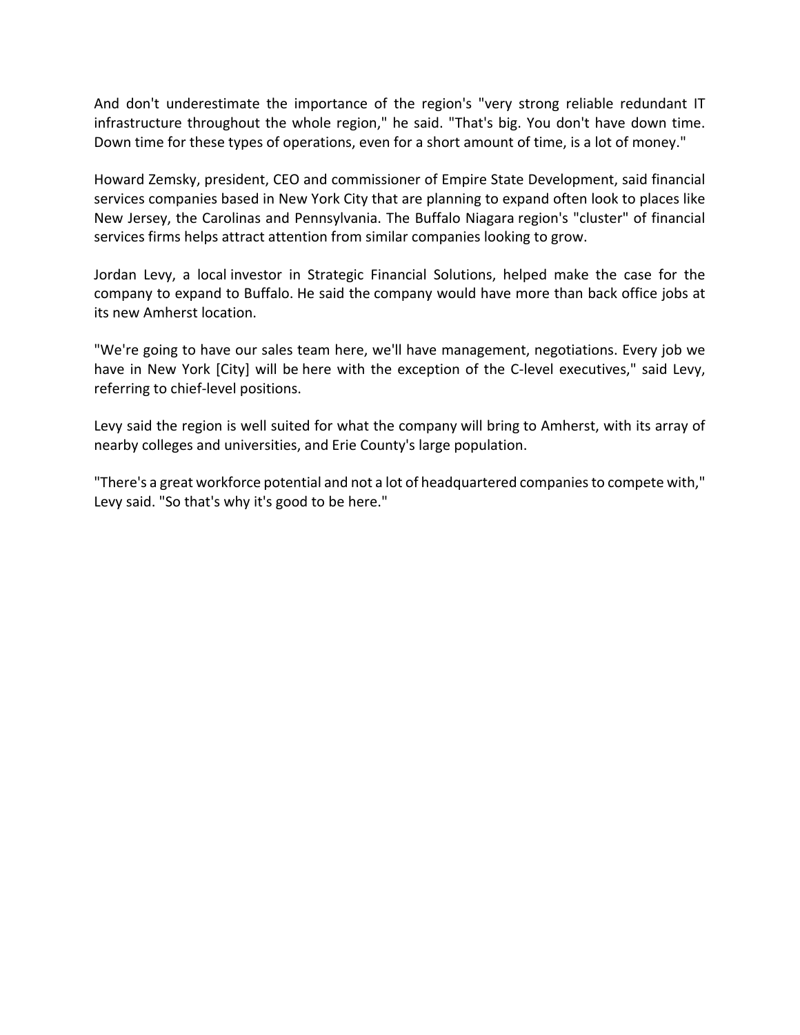And don't underestimate the importance of the region's "very strong reliable redundant IT infrastructure throughout the whole region," he said. "That's big. You don't have down time. Down time for these types of operations, even for a short amount of time, is a lot of money."

Howard Zemsky, president, CEO and commissioner of Empire State Development, said financial services companies based in New York City that are planning to expand often look to places like New Jersey, the Carolinas and Pennsylvania. The Buffalo Niagara region's "cluster" of financial services firms helps attract attention from similar companies looking to grow.

Jordan Levy, a local investor in Strategic Financial Solutions, helped make the case for the company to expand to Buffalo. He said the company would have more than back office jobs at its new Amherst location.

"We're going to have our sales team here, we'll have management, negotiations. Every job we have in New York [City] will be here with the exception of the C-level executives," said Levy, referring to chief-level positions.

Levy said the region is well suited for what the company will bring to Amherst, with its array of nearby colleges and universities, and Erie County's large population.

"There's a great workforce potential and not a lot of headquartered companies to compete with," Levy said. "So that's why it's good to be here."